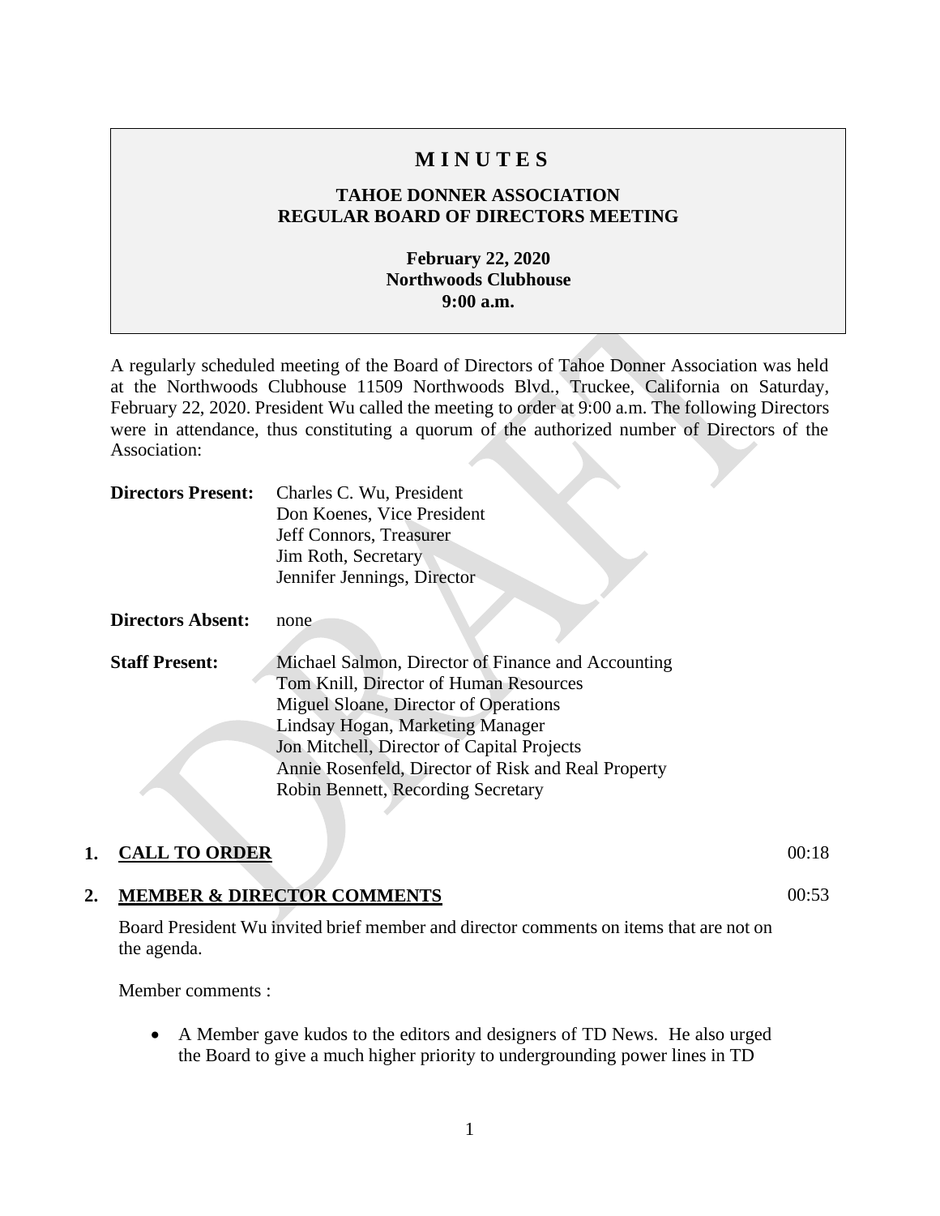# M I N U T E S

## TAHOE DONNER ASSOCIATION
## REGULAR BOARD OF DIRECTORS MEETING

**February 22, 2020**
**Northwoods Clubhouse**
**9:00 a.m.**

A regularly scheduled meeting of the Board of Directors of Tahoe Donner Association was held at the Northwoods Clubhouse 11509 Northwoods Blvd., Truckee, California on Saturday, February 22, 2020. President Wu called the meeting to order at 9:00 a.m. The following Directors were in attendance, thus constituting a quorum of the authorized number of Directors of the Association:

| | |
|---|---|
| **Directors Present:** | Charles C. Wu, President<br>Don Koenes, Vice President<br>Jeff Connors, Treasurer<br>Jim Roth, Secretary<br>Jennifer Jennings, Director |
| **Directors Absent:** | none |
| **Staff Present:** | Michael Salmon, Director of Finance and Accounting<br>Tom Knill, Director of Human Resources<br>Miguel Sloane, Director of Operations<br>Lindsay Hogan, Marketing Manager<br>Jon Mitchell, Director of Capital Projects<br>Annie Rosenfeld, Director of Risk and Real Property<br>Robin Bennett, Recording Secretary |

**1. CALL TO ORDER** 00:18

**2. MEMBER & DIRECTOR COMMENTS** 00:53

Board President Wu invited brief member and director comments on items that are not on the agenda.

Member comments :

- A Member gave kudos to the editors and designers of TD News. He also urged the Board to give a much higher priority to undergrounding power lines in TD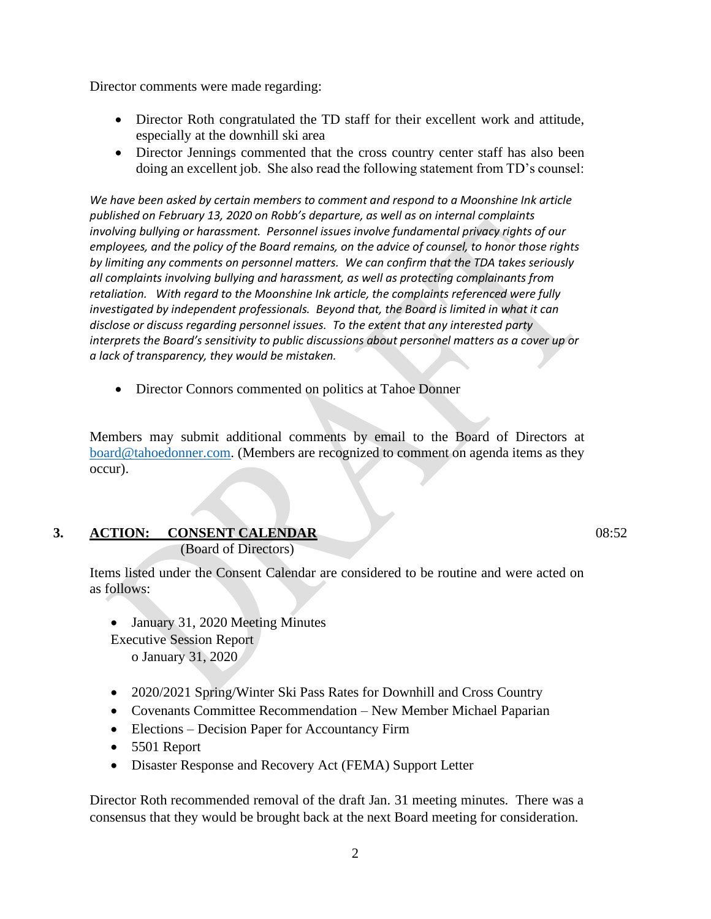Director comments were made regarding:

- Director Roth congratulated the TD staff for their excellent work and attitude, especially at the downhill ski area
- Director Jennings commented that the cross country center staff has also been doing an excellent job. She also read the following statement from TD's counsel:

*We have been asked by certain members to comment and respond to a Moonshine Ink article published on February 13, 2020 on Robb's departure, as well as on internal complaints involving bullying or harassment. Personnel issues involve fundamental privacy rights of our employees, and the policy of the Board remains, on the advice of counsel, to honor those rights by limiting any comments on personnel matters. We can confirm that the TDA takes seriously all complaints involving bullying and harassment, as well as protecting complainants from retaliation. With regard to the Moonshine Ink article, the complaints referenced were fully investigated by independent professionals. Beyond that, the Board is limited in what it can disclose or discuss regarding personnel issues. To the extent that any interested party interprets the Board's sensitivity to public discussions about personnel matters as a cover up or a lack of transparency, they would be mistaken.*

- Director Connors commented on politics at Tahoe Donner

Members may submit additional comments by email to the Board of Directors at board@tahoedonner.com. (Members are recognized to comment on agenda items as they occur).

## 3. ACTION: CONSENT CALENDAR (Board of Directors) — 08:52

Items listed under the Consent Calendar are considered to be routine and were acted on as follows:

- January 31, 2020 Meeting Minutes
  Executive Session Report
  - January 31, 2020
- 2020/2021 Spring/Winter Ski Pass Rates for Downhill and Cross Country
- Covenants Committee Recommendation – New Member Michael Paparian
- Elections – Decision Paper for Accountancy Firm
- 5501 Report
- Disaster Response and Recovery Act (FEMA) Support Letter

Director Roth recommended removal of the draft Jan. 31 meeting minutes. There was a consensus that they would be brought back at the next Board meeting for consideration.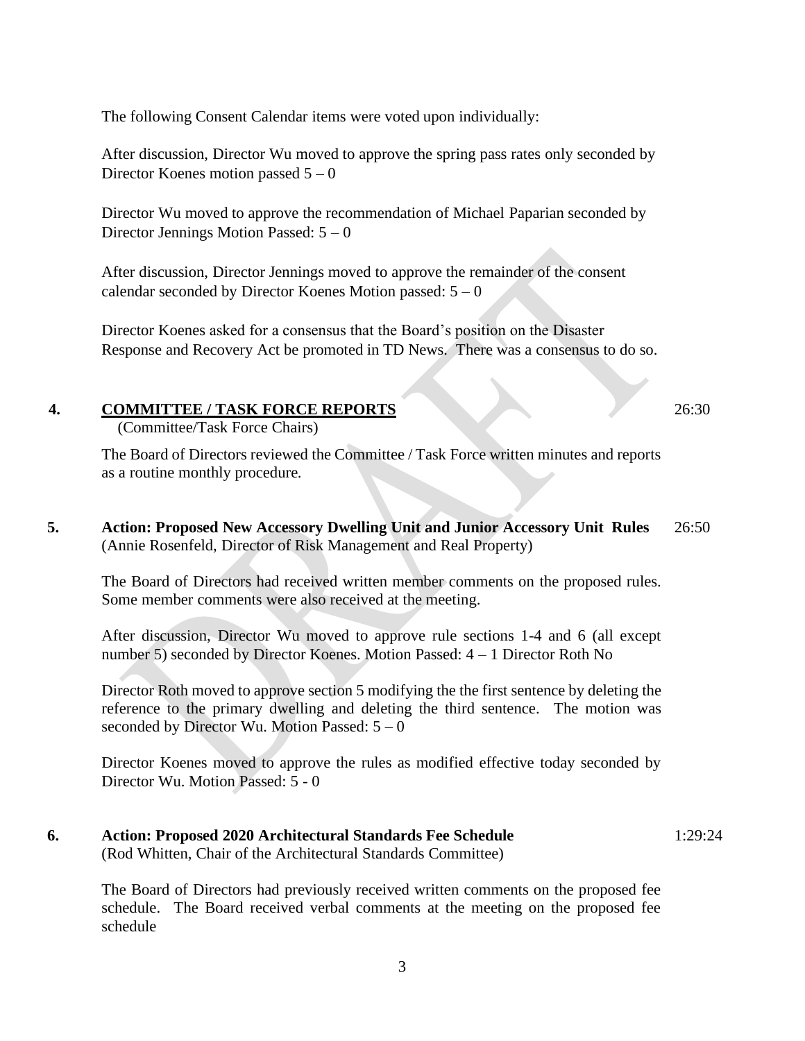The following Consent Calendar items were voted upon individually:

After discussion, Director Wu moved to approve the spring pass rates only seconded by Director Koenes motion passed 5 – 0

Director Wu moved to approve the recommendation of Michael Paparian seconded by Director Jennings Motion Passed: 5 – 0

After discussion, Director Jennings moved to approve the remainder of the consent calendar seconded by Director Koenes Motion passed: 5 – 0

Director Koenes asked for a consensus that the Board's position on the Disaster Response and Recovery Act be promoted in TD News. There was a consensus to do so.

## 4. COMMITTEE / TASK FORCE REPORTS 26:30

(Committee/Task Force Chairs)

The Board of Directors reviewed the Committee / Task Force written minutes and reports as a routine monthly procedure.

## 5. Action: Proposed New Accessory Dwelling Unit and Junior Accessory Unit Rules 26:50

(Annie Rosenfeld, Director of Risk Management and Real Property)

The Board of Directors had received written member comments on the proposed rules. Some member comments were also received at the meeting.

After discussion, Director Wu moved to approve rule sections 1-4 and 6 (all except number 5) seconded by Director Koenes. Motion Passed: 4 – 1 Director Roth No

Director Roth moved to approve section 5 modifying the the first sentence by deleting the reference to the primary dwelling and deleting the third sentence. The motion was seconded by Director Wu. Motion Passed: 5 – 0

Director Koenes moved to approve the rules as modified effective today seconded by Director Wu. Motion Passed: 5 - 0

## 6. Action: Proposed 2020 Architectural Standards Fee Schedule 1:29:24

(Rod Whitten, Chair of the Architectural Standards Committee)

The Board of Directors had previously received written comments on the proposed fee schedule. The Board received verbal comments at the meeting on the proposed fee schedule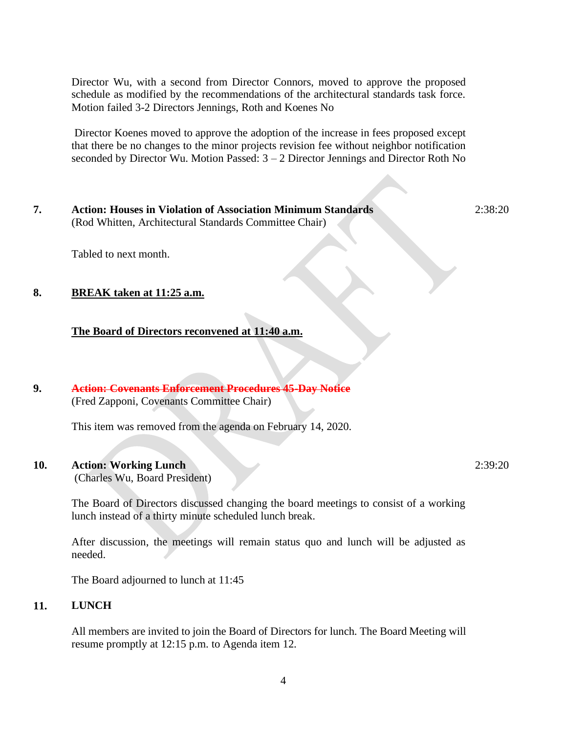Director Wu, with a second from Director Connors, moved to approve the proposed schedule as modified by the recommendations of the architectural standards task force. Motion failed 3-2 Directors Jennings, Roth and Koenes No

Director Koenes moved to approve the adoption of the increase in fees proposed except that there be no changes to the minor projects revision fee without neighbor notification seconded by Director Wu. Motion Passed: 3 – 2 Director Jennings and Director Roth No

**7. Action: Houses in Violation of Association Minimum Standards** 2:38:20
(Rod Whitten, Architectural Standards Committee Chair)

Tabled to next month.

**8. BREAK taken at 11:25 a.m.**

**The Board of Directors reconvened at 11:40 a.m.**

**9. ~~Action: Covenants Enforcement Procedures 45-Day Notice~~**
(Fred Zapponi, Covenants Committee Chair)

This item was removed from the agenda on February 14, 2020.

**10. Action: Working Lunch** 2:39:20
(Charles Wu, Board President)

The Board of Directors discussed changing the board meetings to consist of a working lunch instead of a thirty minute scheduled lunch break.

After discussion, the meetings will remain status quo and lunch will be adjusted as needed.

The Board adjourned to lunch at 11:45

**11. LUNCH**

All members are invited to join the Board of Directors for lunch. The Board Meeting will resume promptly at 12:15 p.m. to Agenda item 12.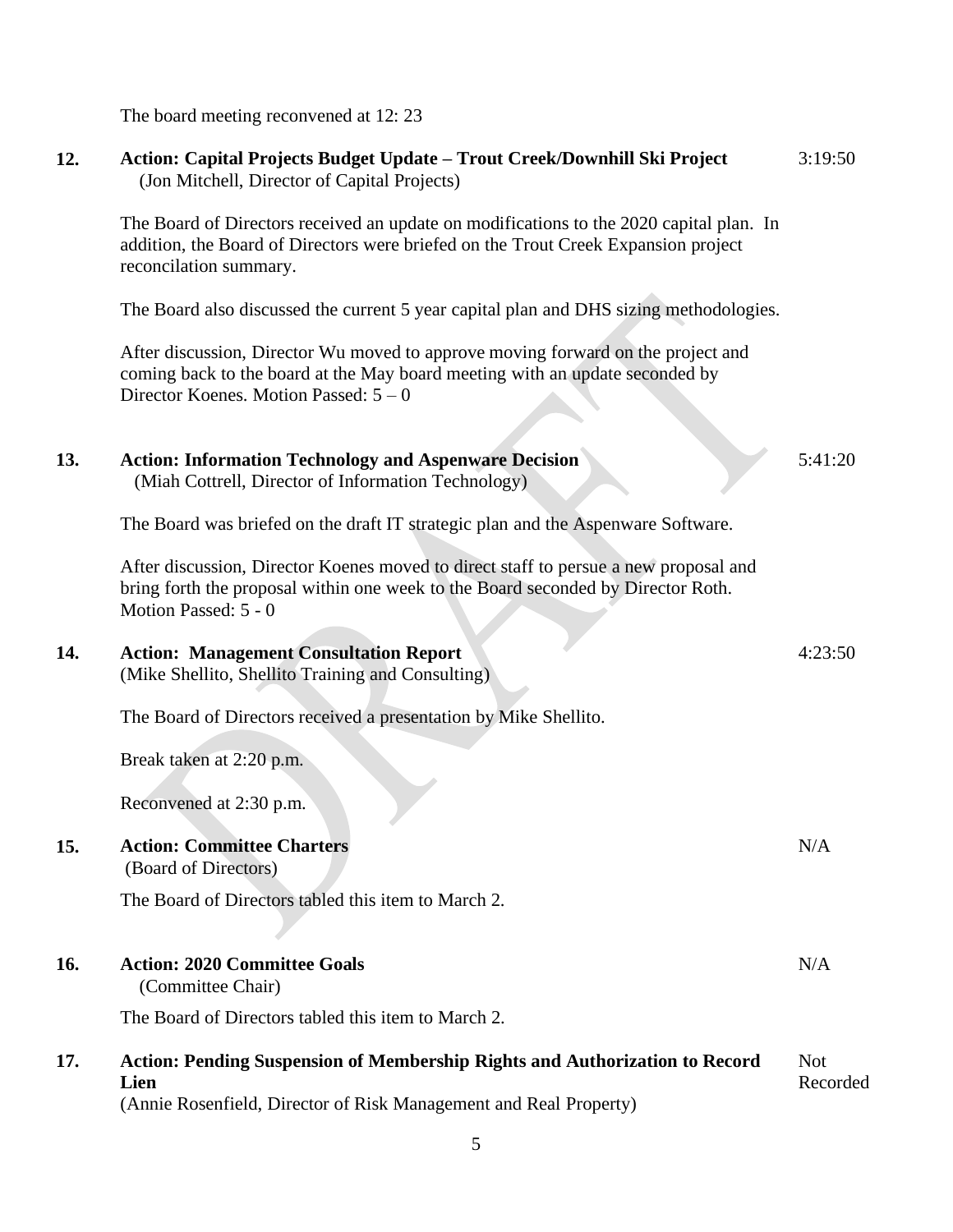The board meeting reconvened at 12: 23

**12. Action: Capital Projects Budget Update – Trout Creek/Downhill Ski Project** — 3:19:50
(Jon Mitchell, Director of Capital Projects)

The Board of Directors received an update on modifications to the 2020 capital plan. In addition, the Board of Directors were briefed on the Trout Creek Expansion project reconcilation summary.

The Board also discussed the current 5 year capital plan and DHS sizing methodologies.

After discussion, Director Wu moved to approve moving forward on the project and coming back to the board at the May board meeting with an update seconded by Director Koenes. Motion Passed: 5 – 0

**13. Action: Information Technology and Aspenware Decision** — 5:41:20
(Miah Cottrell, Director of Information Technology)

The Board was briefed on the draft IT strategic plan and the Aspenware Software.

After discussion, Director Koenes moved to direct staff to persue a new proposal and bring forth the proposal within one week to the Board seconded by Director Roth. Motion Passed: 5 - 0

**14. Action: Management Consultation Report** — 4:23:50
(Mike Shellito, Shellito Training and Consulting)

The Board of Directors received a presentation by Mike Shellito.

Break taken at 2:20 p.m.

Reconvened at 2:30 p.m.

**15. Action: Committee Charters** — N/A
(Board of Directors)

The Board of Directors tabled this item to March 2.

**16. Action: 2020 Committee Goals** — N/A
(Committee Chair)

The Board of Directors tabled this item to March 2.

**17. Action: Pending Suspension of Membership Rights and Authorization to Record Lien** — Not Recorded
(Annie Rosenfield, Director of Risk Management and Real Property)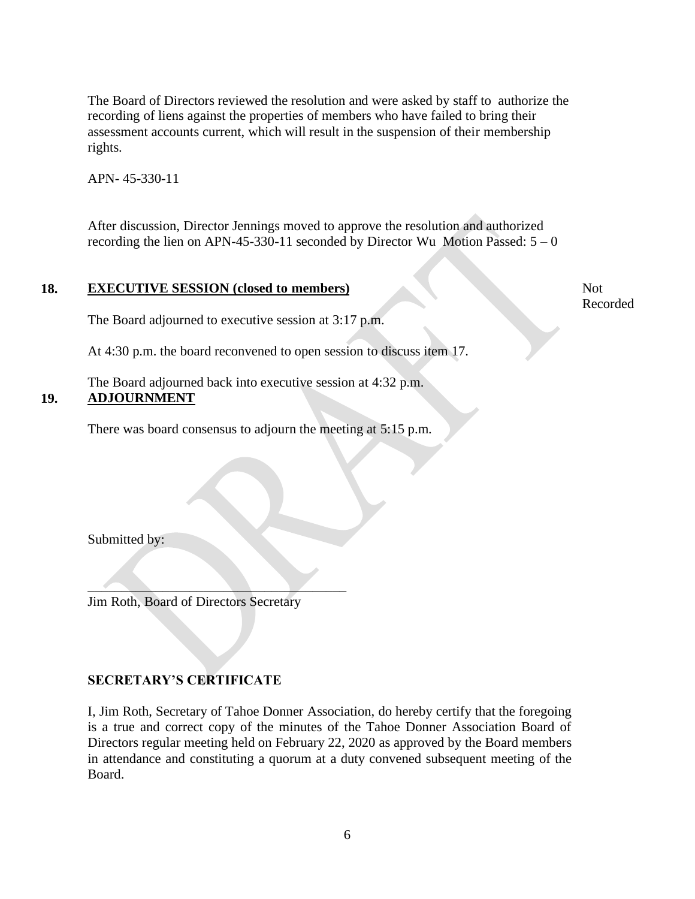The Board of Directors reviewed the resolution and were asked by staff to authorize the recording of liens against the properties of members who have failed to bring their assessment accounts current, which will result in the suspension of their membership rights.

APN- 45-330-11

After discussion, Director Jennings moved to approve the resolution and authorized recording the lien on APN-45-330-11 seconded by Director Wu Motion Passed: 5 – 0

**18. EXECUTIVE SESSION (closed to members)** Not Recorded

The Board adjourned to executive session at 3:17 p.m.

At 4:30 p.m. the board reconvened to open session to discuss item 17.

The Board adjourned back into executive session at 4:32 p.m.

**19. ADJOURNMENT**

There was board consensus to adjourn the meeting at 5:15 p.m.

Submitted by:

\_\_\_\_\_\_\_\_\_\_\_\_\_\_\_\_\_\_\_\_\_\_\_\_\_\_\_\_\_\_\_\_\_\_\_\_\_\_

Jim Roth, Board of Directors Secretary

**SECRETARY'S CERTIFICATE**

I, Jim Roth, Secretary of Tahoe Donner Association, do hereby certify that the foregoing is a true and correct copy of the minutes of the Tahoe Donner Association Board of Directors regular meeting held on February 22, 2020 as approved by the Board members in attendance and constituting a quorum at a duty convened subsequent meeting of the Board.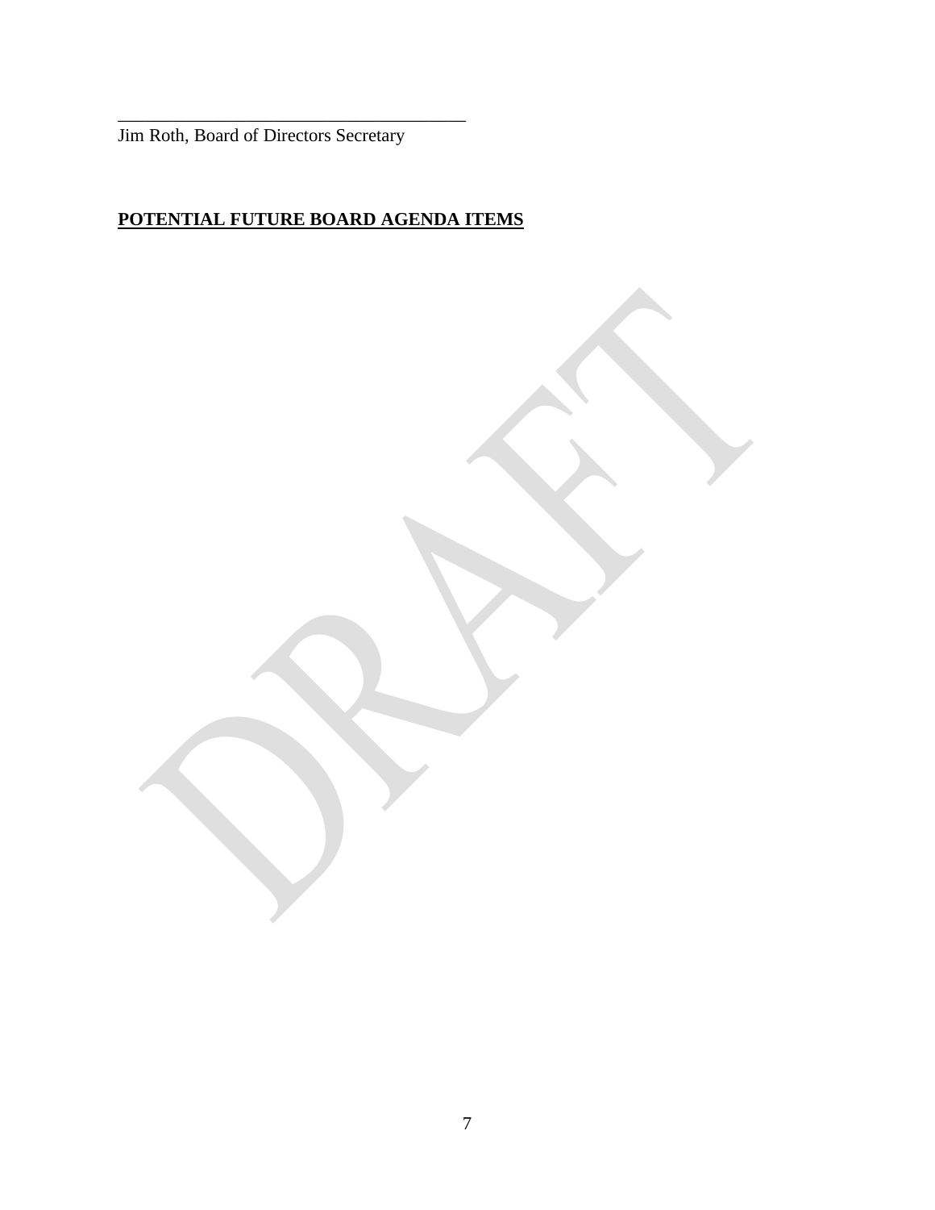\_\_\_\_\_\_\_\_\_\_\_\_\_\_\_\_\_\_\_\_\_\_\_\_\_\_\_\_\_\_\_\_\_\_\_\_\_\_\_\_
Jim Roth, Board of Directors Secretary

**POTENTIAL FUTURE BOARD AGENDA ITEMS**